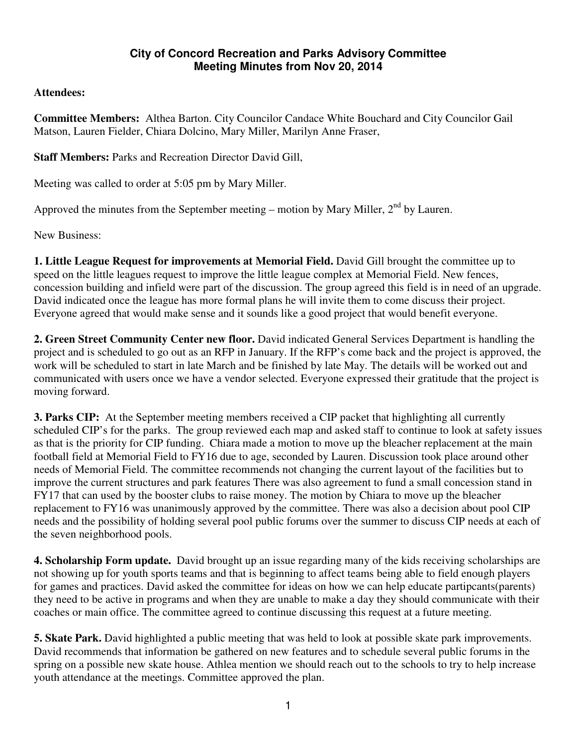**City of Concord Recreation and Parks Advisory Committee**
**Meeting Minutes from Nov 20, 2014**

**Attendees:**

**Committee Members:** Althea Barton. City Councilor Candace White Bouchard and City Councilor Gail Matson, Lauren Fielder, Chiara Dolcino, Mary Miller, Marilyn Anne Fraser,

**Staff Members:** Parks and Recreation Director David Gill,

Meeting was called to order at 5:05 pm by Mary Miller.

Approved the minutes from the September meeting – motion by Mary Miller, 2nd by Lauren.

New Business:

**1. Little League Request for improvements at Memorial Field.** David Gill brought the committee up to speed on the little leagues request to improve the little league complex at Memorial Field. New fences, concession building and infield were part of the discussion. The group agreed this field is in need of an upgrade. David indicated once the league has more formal plans he will invite them to come discuss their project. Everyone agreed that would make sense and it sounds like a good project that would benefit everyone.

**2. Green Street Community Center new floor.** David indicated General Services Department is handling the project and is scheduled to go out as an RFP in January. If the RFP's come back and the project is approved, the work will be scheduled to start in late March and be finished by late May. The details will be worked out and communicated with users once we have a vendor selected. Everyone expressed their gratitude that the project is moving forward.

**3. Parks CIP:** At the September meeting members received a CIP packet that highlighting all currently scheduled CIP's for the parks. The group reviewed each map and asked staff to continue to look at safety issues as that is the priority for CIP funding. Chiara made a motion to move up the bleacher replacement at the main football field at Memorial Field to FY16 due to age, seconded by Lauren. Discussion took place around other needs of Memorial Field. The committee recommends not changing the current layout of the facilities but to improve the current structures and park features There was also agreement to fund a small concession stand in FY17 that can used by the booster clubs to raise money. The motion by Chiara to move up the bleacher replacement to FY16 was unanimously approved by the committee. There was also a decision about pool CIP needs and the possibility of holding several pool public forums over the summer to discuss CIP needs at each of the seven neighborhood pools.

**4. Scholarship Form update.** David brought up an issue regarding many of the kids receiving scholarships are not showing up for youth sports teams and that is beginning to affect teams being able to field enough players for games and practices. David asked the committee for ideas on how we can help educate partipcants(parents) they need to be active in programs and when they are unable to make a day they should communicate with their coaches or main office. The committee agreed to continue discussing this request at a future meeting.

**5. Skate Park.** David highlighted a public meeting that was held to look at possible skate park improvements. David recommends that information be gathered on new features and to schedule several public forums in the spring on a possible new skate house. Athlea mention we should reach out to the schools to try to help increase youth attendance at the meetings. Committee approved the plan.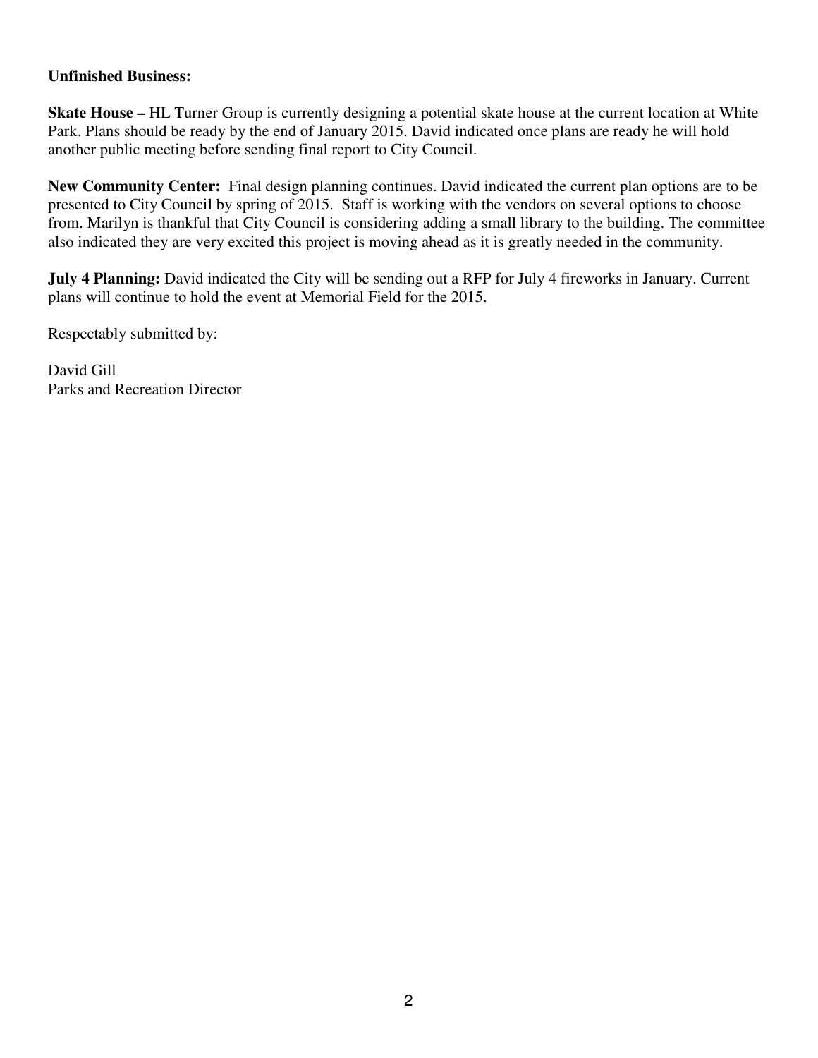**Unfinished Business:**

**Skate House –** HL Turner Group is currently designing a potential skate house at the current location at White Park. Plans should be ready by the end of January 2015. David indicated once plans are ready he will hold another public meeting before sending final report to City Council.

**New Community Center:** Final design planning continues. David indicated the current plan options are to be presented to City Council by spring of 2015. Staff is working with the vendors on several options to choose from. Marilyn is thankful that City Council is considering adding a small library to the building. The committee also indicated they are very excited this project is moving ahead as it is greatly needed in the community.

**July 4 Planning:** David indicated the City will be sending out a RFP for July 4 fireworks in January. Current plans will continue to hold the event at Memorial Field for the 2015.

Respectably submitted by:

David Gill
Parks and Recreation Director